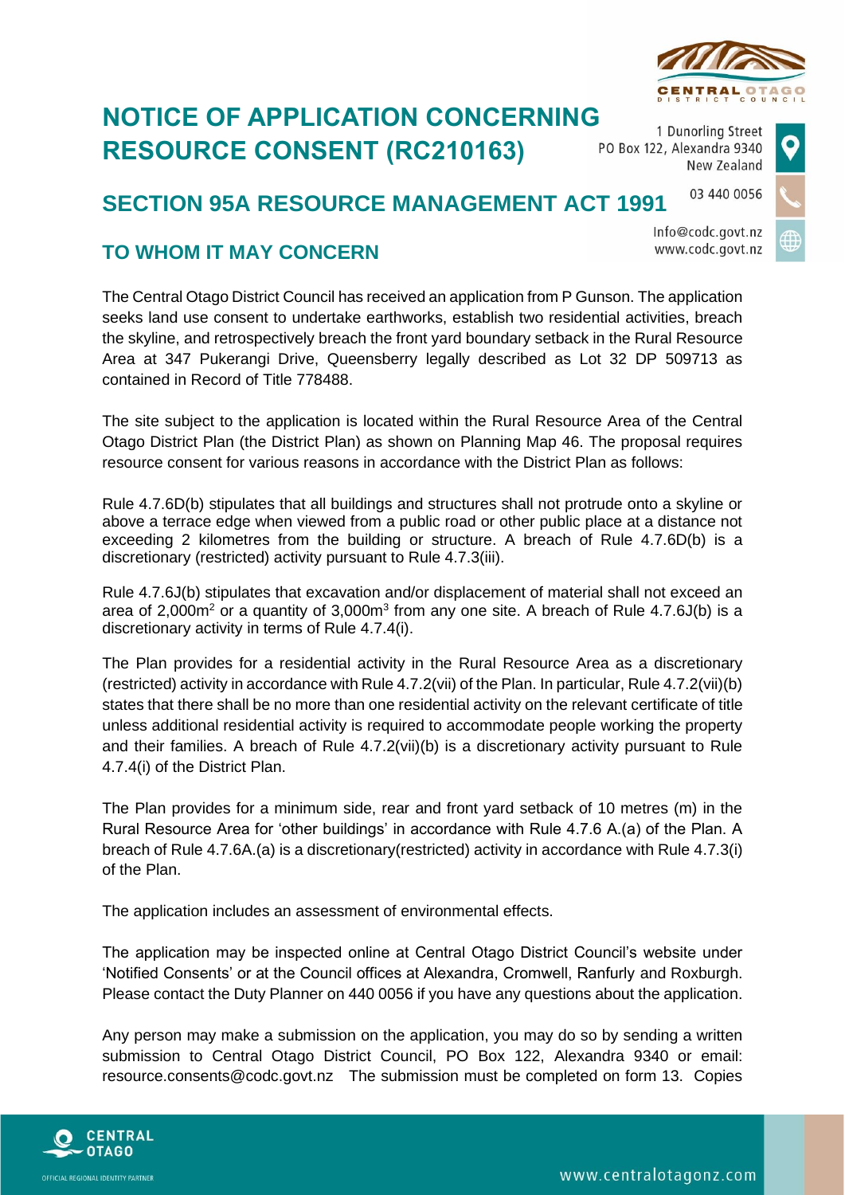# NOTICE OF APPLICATION CONCERNING RESOURCE CONSENT (RC210163)

1 Dunorling Street
PO Box 122, Alexandra 9340
New Zealand

03 440 0056

Info@codc.govt.nz
www.codc.govt.nz

## SECTION 95A RESOURCE MANAGEMENT ACT 1991

### TO WHOM IT MAY CONCERN

The Central Otago District Council has received an application from P Gunson. The application seeks land use consent to undertake earthworks, establish two residential activities, breach the skyline, and retrospectively breach the front yard boundary setback in the Rural Resource Area at 347 Pukerangi Drive, Queensberry legally described as Lot 32 DP 509713 as contained in Record of Title 778488.

The site subject to the application is located within the Rural Resource Area of the Central Otago District Plan (the District Plan) as shown on Planning Map 46. The proposal requires resource consent for various reasons in accordance with the District Plan as follows:

Rule 4.7.6D(b) stipulates that all buildings and structures shall not protrude onto a skyline or above a terrace edge when viewed from a public road or other public place at a distance not exceeding 2 kilometres from the building or structure. A breach of Rule 4.7.6D(b) is a discretionary (restricted) activity pursuant to Rule 4.7.3(iii).

Rule 4.7.6J(b) stipulates that excavation and/or displacement of material shall not exceed an area of 2,000m$^2$ or a quantity of 3,000m$^3$ from any one site. A breach of Rule 4.7.6J(b) is a discretionary activity in terms of Rule 4.7.4(i).

The Plan provides for a residential activity in the Rural Resource Area as a discretionary (restricted) activity in accordance with Rule 4.7.2(vii) of the Plan. In particular, Rule 4.7.2(vii)(b) states that there shall be no more than one residential activity on the relevant certificate of title unless additional residential activity is required to accommodate people working the property and their families. A breach of Rule 4.7.2(vii)(b) is a discretionary activity pursuant to Rule 4.7.4(i) of the District Plan.

The Plan provides for a minimum side, rear and front yard setback of 10 metres (m) in the Rural Resource Area for 'other buildings' in accordance with Rule 4.7.6 A.(a) of the Plan. A breach of Rule 4.7.6A.(a) is a discretionary(restricted) activity in accordance with Rule 4.7.3(i) of the Plan.

The application includes an assessment of environmental effects.

The application may be inspected online at Central Otago District Council's website under 'Notified Consents' or at the Council offices at Alexandra, Cromwell, Ranfurly and Roxburgh. Please contact the Duty Planner on 440 0056 if you have any questions about the application.

Any person may make a submission on the application, you may do so by sending a written submission to Central Otago District Council, PO Box 122, Alexandra 9340 or email: resource.consents@codc.govt.nz The submission must be completed on form 13. Copies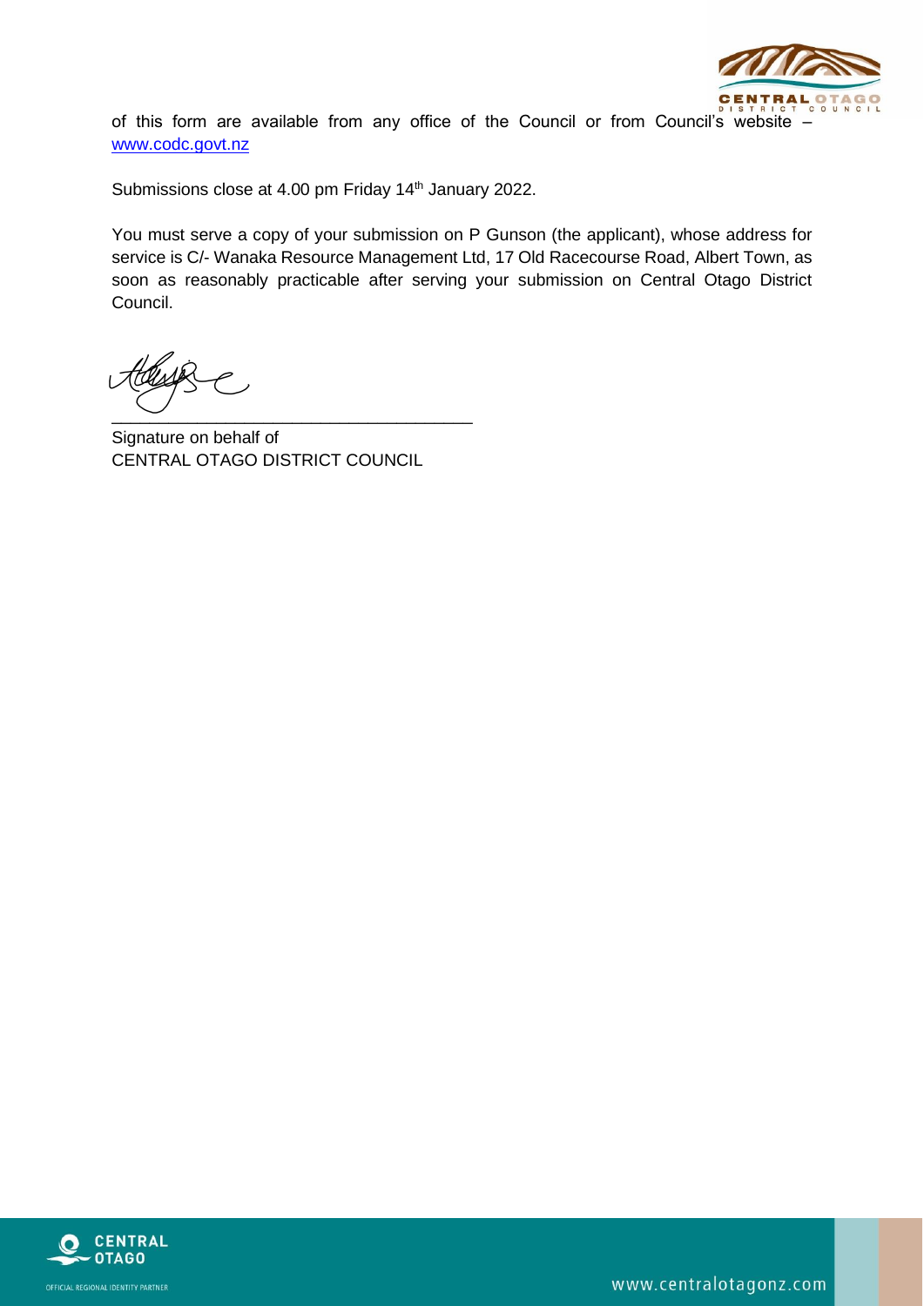of this form are available from any office of the Council or from Council's website – www.codc.govt.nz

Submissions close at 4.00 pm Friday 14th January 2022.

You must serve a copy of your submission on P Gunson (the applicant), whose address for service is C/- Wanaka Resource Management Ltd, 17 Old Racecourse Road, Albert Town, as soon as reasonably practicable after serving your submission on Central Otago District Council.

\_\_\_\_\_\_\_\_\_\_\_\_\_\_\_\_\_\_\_\_\_\_\_\_\_\_\_\_\_\_\_\_\_\_\_\_\_\_

Signature on behalf of
CENTRAL OTAGO DISTRICT COUNCIL